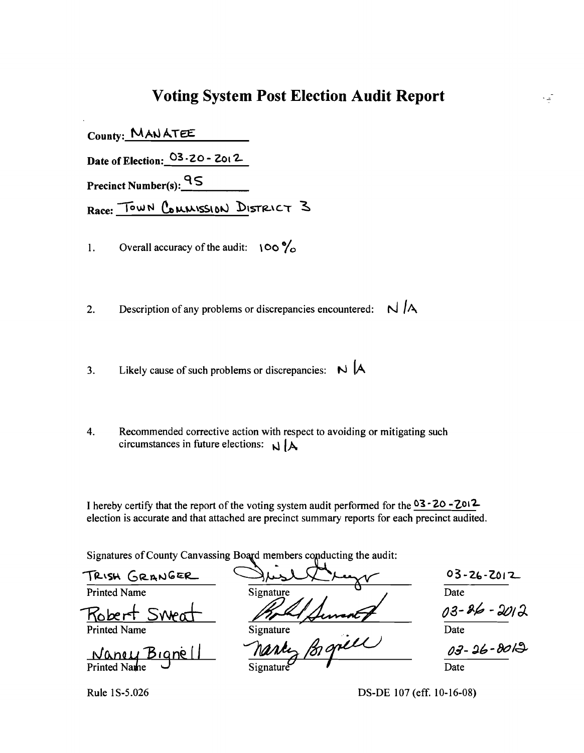# Voting System Post Election Audit Report

County: MANATEE

Date of Election: 03-20-2012

Precinct Number(s): 95

Race: TOWN COMMISSION DISTRICT 3

1. Overall accuracy of the audit: 100%

2. Description of any problems or discrepancies encountered: N/A

3. Likely cause of such problems or discrepancies: N/A

4. Recommended corrective action with respect to avoiding or mitigating such circumstances in future elections: N/A

I hereby certify that the report of the voting system audit performed for the 03-20-2012 election is accurate and that attached are precinct summary reports for each precinct audited.

Signatures of County Canvassing Board members conducting the audit:

| Printed Name | Signature | Date |
| --- | --- | --- |
| TRISH GRANGER | [signature] | 03-26-2012 |
| Robert Sweat | [signature] | 03-26-2012 |
| Nancy Bignell | [signature] | 03-26-2012 |

Rule 1S-5.026

DS-DE 107 (eff. 10-16-08)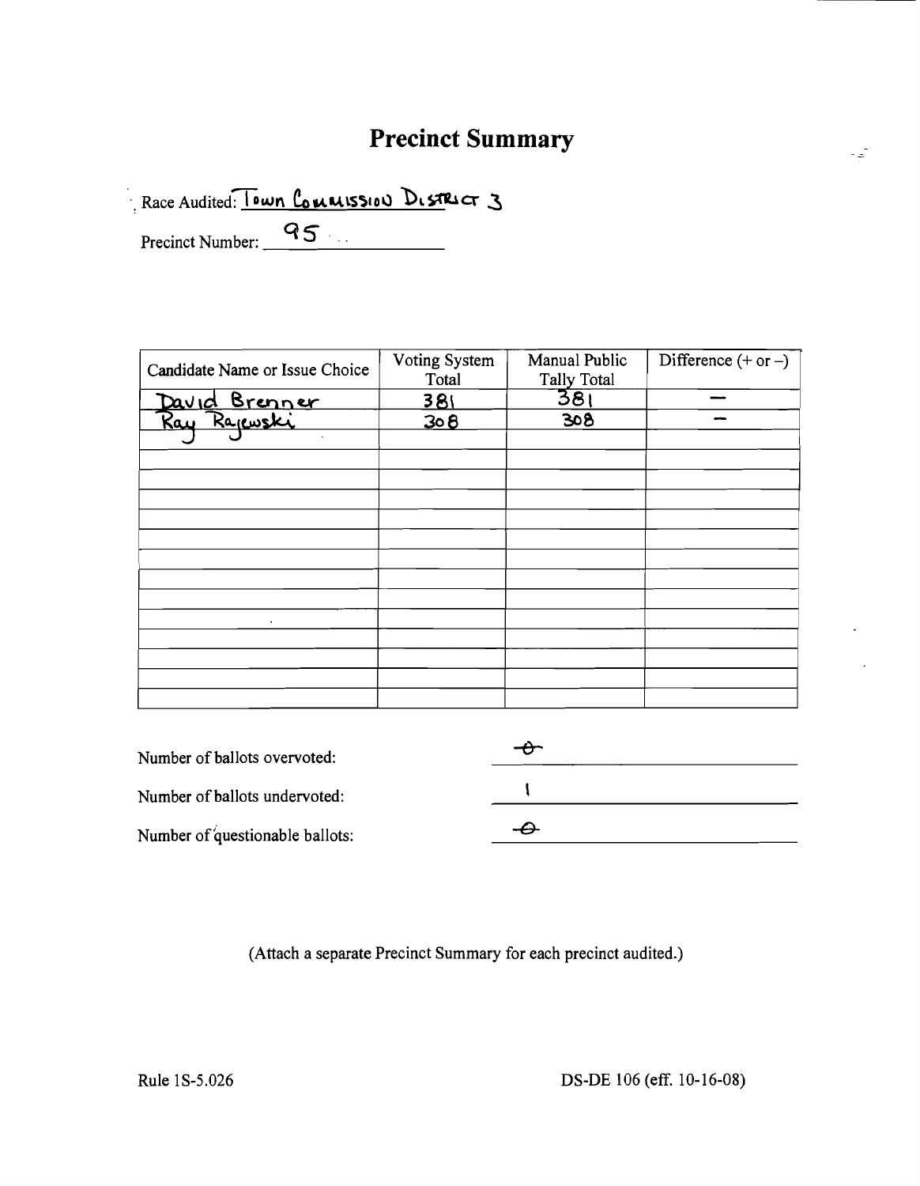# Precinct Summary

Race Audited: Town Commission District 3

Precinct Number: 95

| Candidate Name or Issue Choice | Voting System Total | Manual Public Tally Total | Difference (+ or –) |
|---|---|---|---|
| David Brenner | 381 | 381 | — |
| Ray Rajewski | 308 | 308 | — |
| | | | |
| | | | |
| | | | |
| | | | |
| | | | |
| | | | |
| | | | |
| | | | |
| | | | |
| | | | |
| | | | |
| | | | |
| | | | |
| | | | |

Number of ballots overvoted: 0

Number of ballots undervoted: 1

Number of questionable ballots: 0

(Attach a separate Precinct Summary for each precinct audited.)

Rule 1S-5.026

DS-DE 106 (eff. 10-16-08)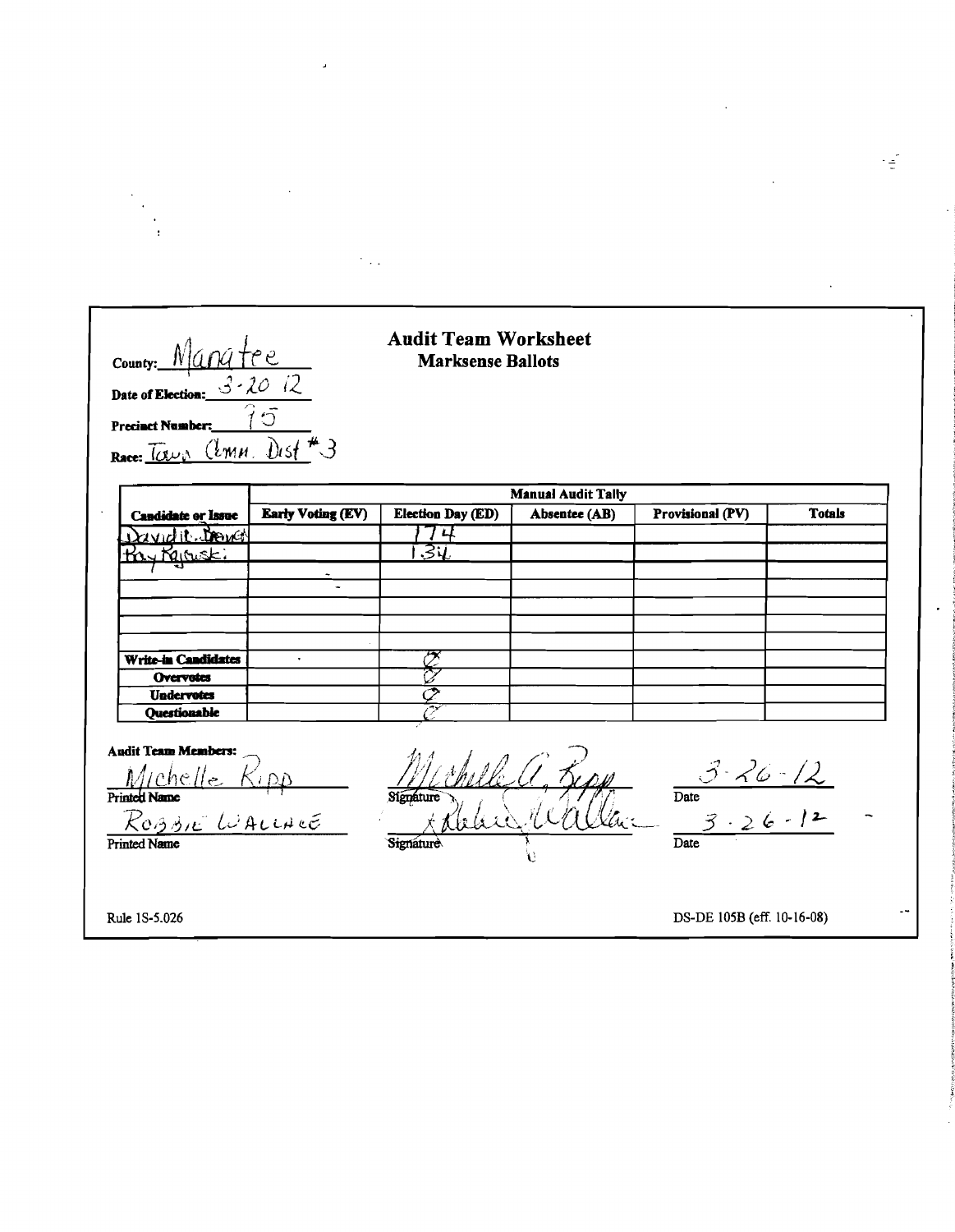County: Manatee

Date of Election: 3-20 12

Precinct Number: 75

Race: Town Cmm. Dist #3

## Audit Team Worksheet
### Marksense Ballots

| Candidate or Issue | Early Voting (EV) | Election Day (ED) | Absentee (AB) | Provisional (PV) | Totals |
|---|---|---|---|---|---|
| David R. Brown | | 174 | | | |
| Ray Rajeski | | 134 | | | |
| | | | | | |
| | | | | | |
| | | | | | |
| | | | | | |
| | | | | | |
| **Write-in Candidates** | | Ø | | | |
| **Overvotes** | | Ø | | | |
| **Undervotes** | | Ø | | | |
| **Questionable** | | Ø | | | |

**Audit Team Members:**

| Printed Name | Signature | Date |
|---|---|---|
| Michelle Ripp | Michelle A. Ripp | 3-26-12 |
| Robbie Wallace | Robbie Wallace | 3-26-12 |

Rule 1S-5.026

DS-DE 105B (eff. 10-16-08)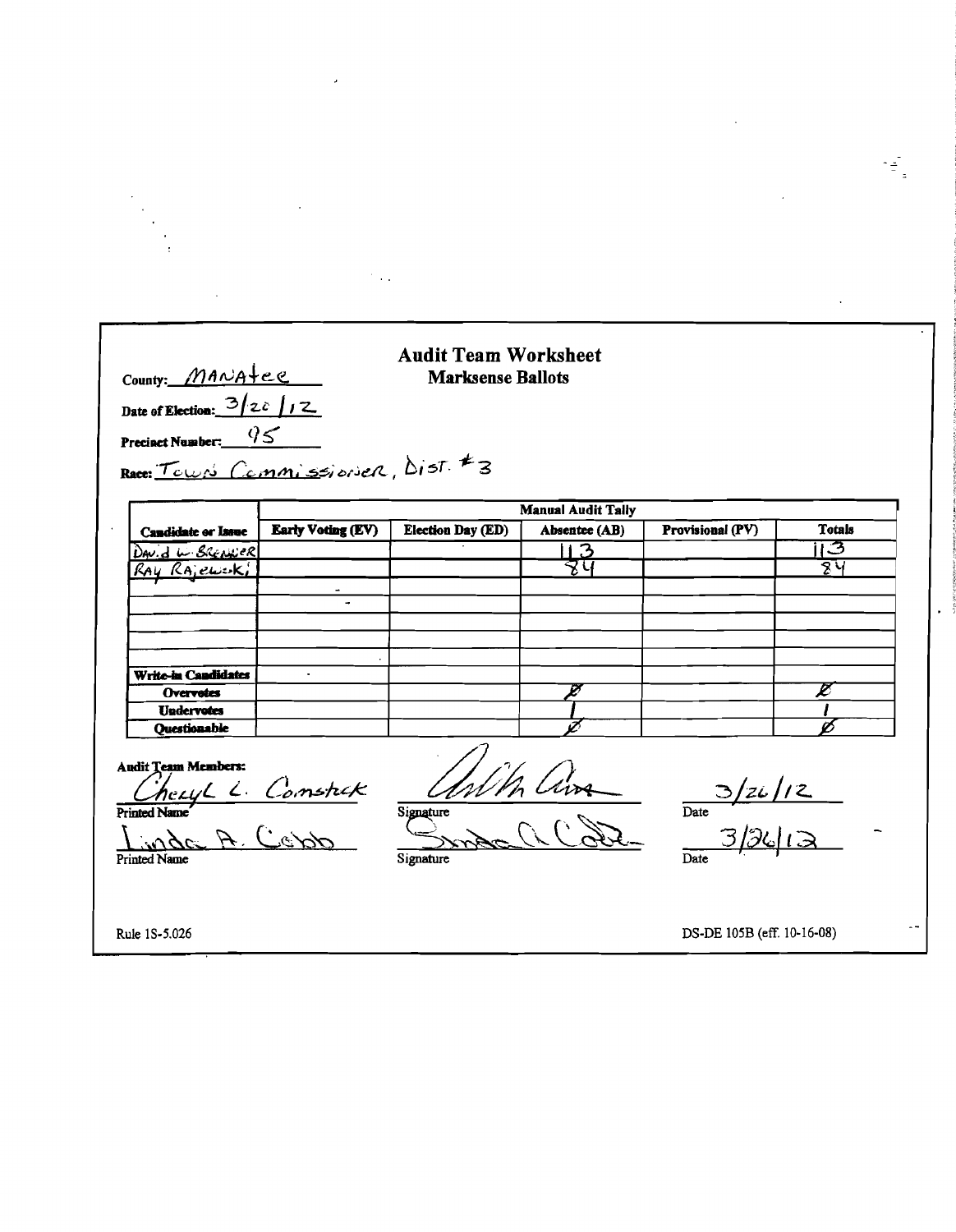# Audit Team Worksheet
## Marksense Ballots

County: MANAtee

Date of Election: 3/20/12

Precinct Number: 95

Race: Town Commissioner, Dist. #3

| Candidate or Issue | Manual Audit Tally | | | | |
|---|---|---|---|---|---|
| | Early Voting (EV) | Election Day (ED) | Absentee (AB) | Provisional (PV) | Totals |
| David W. Brenner | | | 113 | | 113 |
| Ray Rajewski | | | 84 | | 84 |
| | | | | | |
| | | | | | |
| | | | | | |
| | | | | | |
| | | | | | |
| Write-in Candidates | | | | | |
| Overvotes | | | Ø | | Ø |
| Undervotes | | | 1 | | 1 |
| Questionable | | | Ø | | Ø |

Audit Team Members:

| Printed Name | Signature | Date |
|---|---|---|
| Cheryl L. Comstock | [signature] | 3/26/12 |
| Linda A. Cobb | [signature] | 3/26/12 |

Rule 1S-5.026

DS-DE 105B (eff. 10-16-08)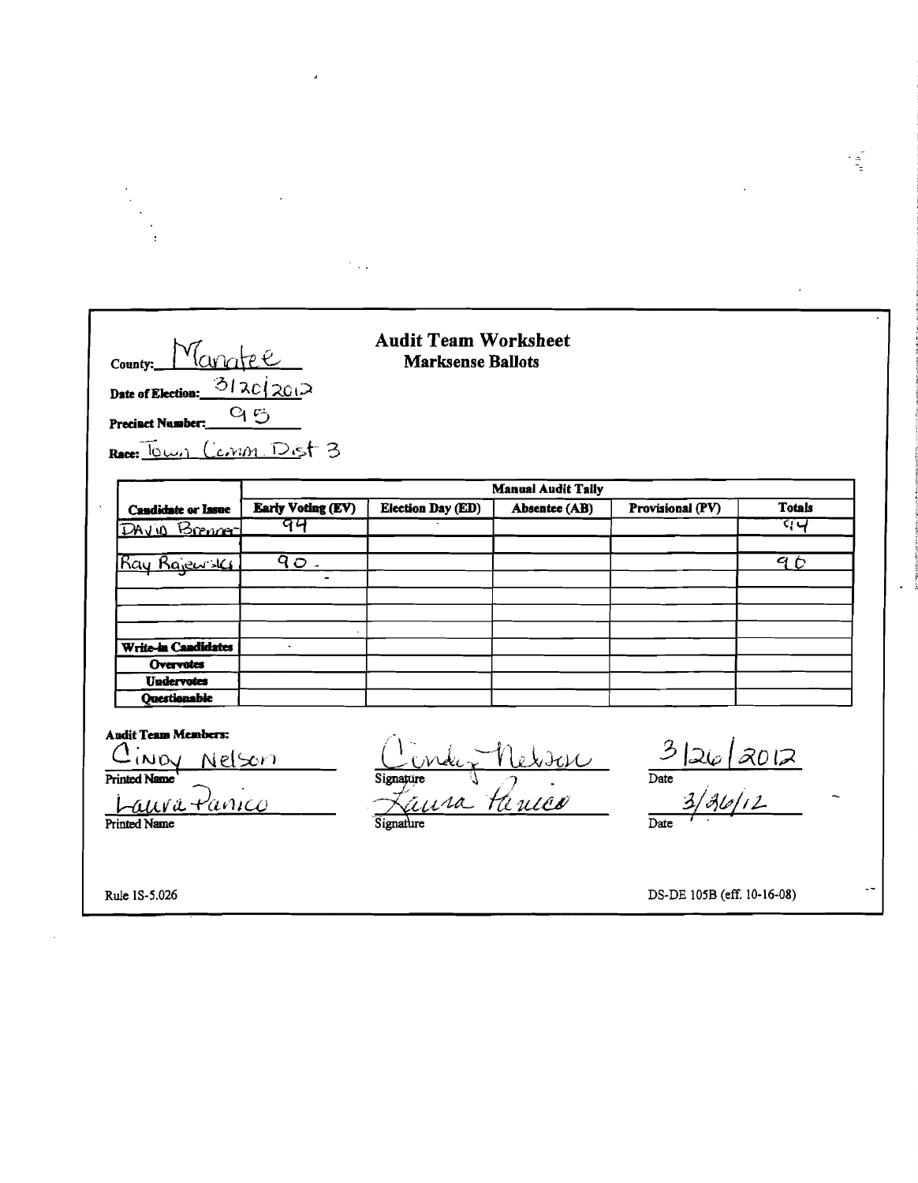# Audit Team Worksheet
## Marksense Ballots

County: Manatee

Date of Election: 3/20/2012

Precinct Number: 95

Race: Town Comm Dist 3

| Candidate or Issue | Manual Audit Tally | | | | |
|---|---|---|---|---|---|
| | Early Voting (EV) | Election Day (ED) | Absentee (AB) | Provisional (PV) | Totals |
| DAVID Brenner | 94 | | | | 94 |
| | | | | | |
| Ray Rajewski | 90 | | | | 90 |
| | | | | | |
| | | | | | |
| | | | | | |
| | | | | | |
| Write-in Candidates | | | | | |
| Overvotes | | | | | |
| Undervotes | | | | | |
| Questionable | | | | | |

**Audit Team Members:**

| Printed Name | Signature | Date |
|---|---|---|
| Cindy Nelson | Cindy Nelson | 3/26/2012 |
| Laura Panico | Laura Panico | 3/26/12 |

Rule 1S-5.026

DS-DE 105B (eff. 10-16-08)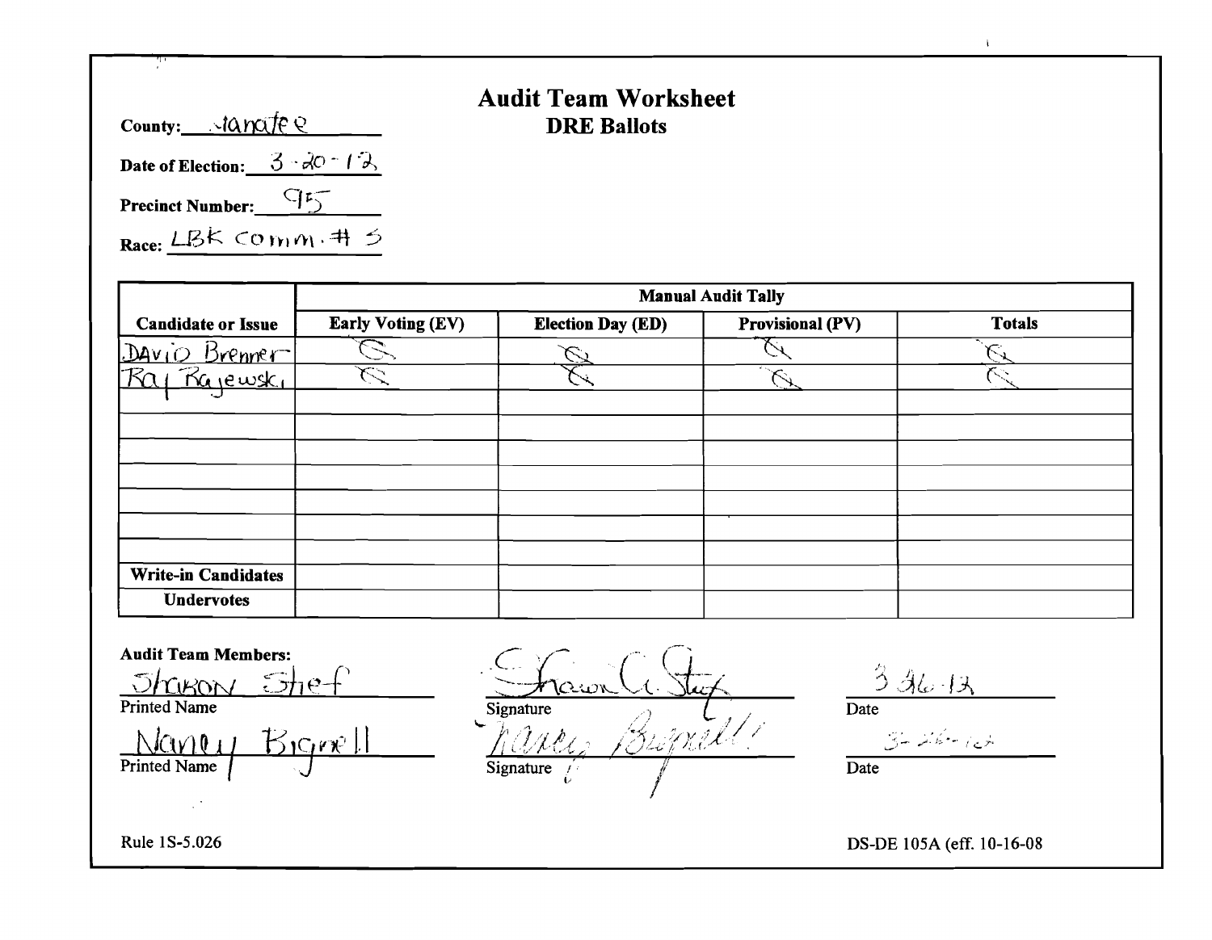# Audit Team Worksheet

## DRE Ballots

**County:** Manatee

**Date of Election:** 3-20-12

**Precinct Number:** 95

**Race:** LBK Comm. # 5

| Candidate or Issue | Manual Audit Tally | | | |
|---|---|---|---|---|
| | **Early Voting (EV)** | **Election Day (ED)** | **Provisional (PV)** | **Totals** |
| David Brenner | 0 | 0 | 0 | 0 |
| Ray Rajewski | 0 | 0 | 0 | 0 |
| | | | | |
| | | | | |
| | | | | |
| | | | | |
| | | | | |
| | | | | |
| | | | | |
| **Write-in Candidates** | | | | |
| **Undervotes** | | | | |

**Audit Team Members:**

| Printed Name | Signature | Date |
|---|---|---|
| Sharon Shef | Sharon A. Stef | 3-26-12 |
| Nancy Bignell | Nancy Bignell | 3-26-12 |

Rule 1S-5.026

DS-DE 105A (eff. 10-16-08)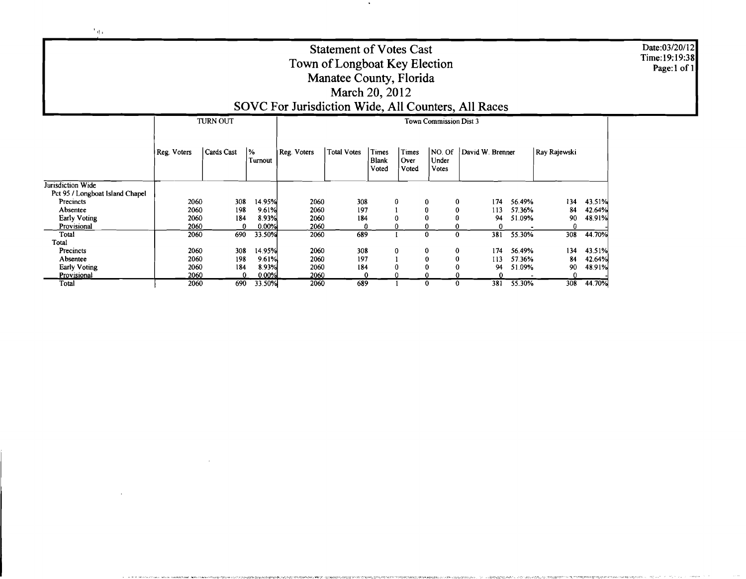# Statement of Votes Cast
# Town of Longboat Key Election
# Manatee County, Florida
# March 20, 2012
# SOVC For Jurisdiction Wide, All Counters, All Races

Date:03/20/12
Time:19:19:38

| | TURN OUT | | | Town Commission Dist 3 | | | | | | | | |
|---|---|---|---|---|---|---|---|---|---|---|---|---|
| | Reg. Voters | Cards Cast | % Turnout | Reg. Voters | Total Votes | Times Blank Voted | Times Over Voted | NO. Of Under Votes | David W. Brenner | | Ray Rajewski | |
| Jurisdiction Wide | | | | | | | | | | | | |
| Pct 95 / Longboat Island Chapel | | | | | | | | | | | | |
| Precincts | 2060 | 308 | 14.95% | 2060 | 308 | 0 | 0 | 0 | 174 | 56.49% | 134 | 43.51% |
| Absentee | 2060 | 198 | 9.61% | 2060 | 197 | 1 | 0 | 0 | 113 | 57.36% | 84 | 42.64% |
| Early Voting | 2060 | 184 | 8.93% | 2060 | 184 | 0 | 0 | 0 | 94 | 51.09% | 90 | 48.91% |
| Provisional | 2060 | 0 | 0.00% | 2060 | 0 | 0 | 0 | 0 | 0 | - | 0 | - |
| Total | 2060 | 690 | 33.50% | 2060 | 689 | 1 | 0 | 0 | 381 | 55.30% | 308 | 44.70% |
| Total | | | | | | | | | | | | |
| Precincts | 2060 | 308 | 14.95% | 2060 | 308 | 0 | 0 | 0 | 174 | 56.49% | 134 | 43.51% |
| Absentee | 2060 | 198 | 9.61% | 2060 | 197 | 1 | 0 | 0 | 113 | 57.36% | 84 | 42.64% |
| Early Voting | 2060 | 184 | 8.93% | 2060 | 184 | 0 | 0 | 0 | 94 | 51.09% | 90 | 48.91% |
| Provisional | 2060 | 0 | 0.00% | 2060 | 0 | 0 | 0 | 0 | 0 | - | 0 | - |
| Total | 2060 | 690 | 33.50% | 2060 | 689 | 1 | 0 | 0 | 381 | 55.30% | 308 | 44.70% |